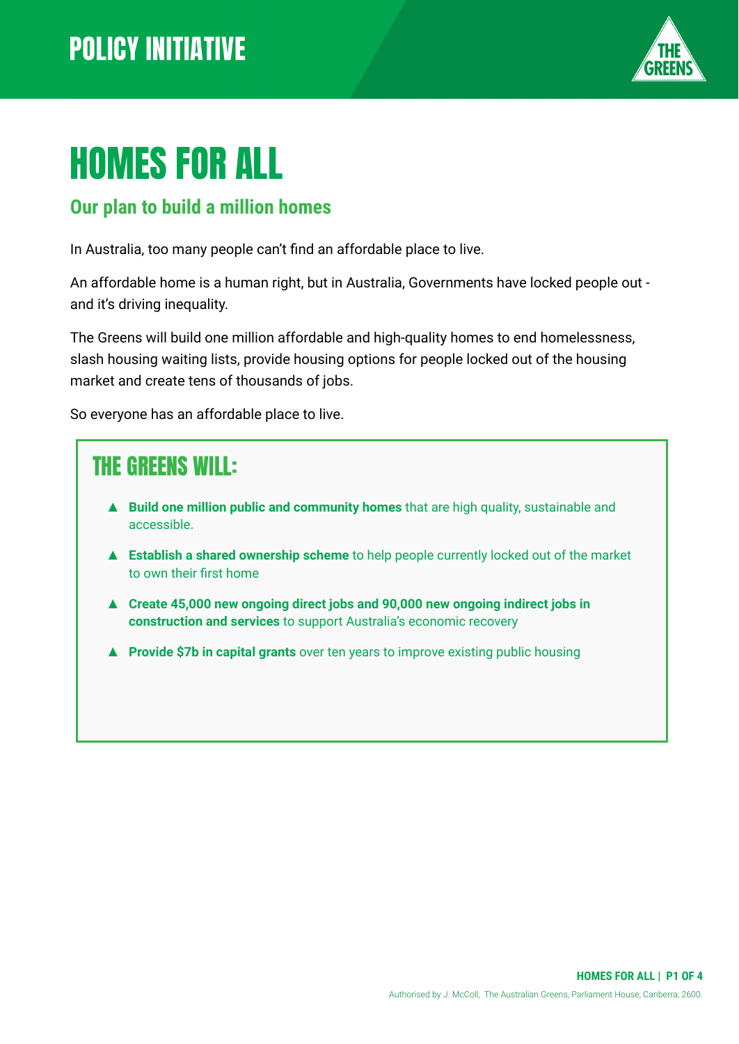POLICY INITIATIVE

# HOMES FOR ALL

## Our plan to build a million homes

In Australia, too many people can't find an affordable place to live.

An affordable home is a human right, but in Australia, Governments have locked people out - and it's driving inequality.

The Greens will build one million affordable and high-quality homes to end homelessness, slash housing waiting lists, provide housing options for people locked out of the housing market and create tens of thousands of jobs.

So everyone has an affordable place to live.

### THE GREENS WILL:

- **Build one million public and community homes** that are high quality, sustainable and accessible.
- **Establish a shared ownership scheme** to help people currently locked out of the market to own their first home
- **Create 45,000 new ongoing direct jobs and 90,000 new ongoing indirect jobs in construction and services** to support Australia's economic recovery
- **Provide $7b in capital grants** over ten years to improve existing public housing

Authorised by J. McColl, The Australian Greens, Parliament House, Canberra, 2600.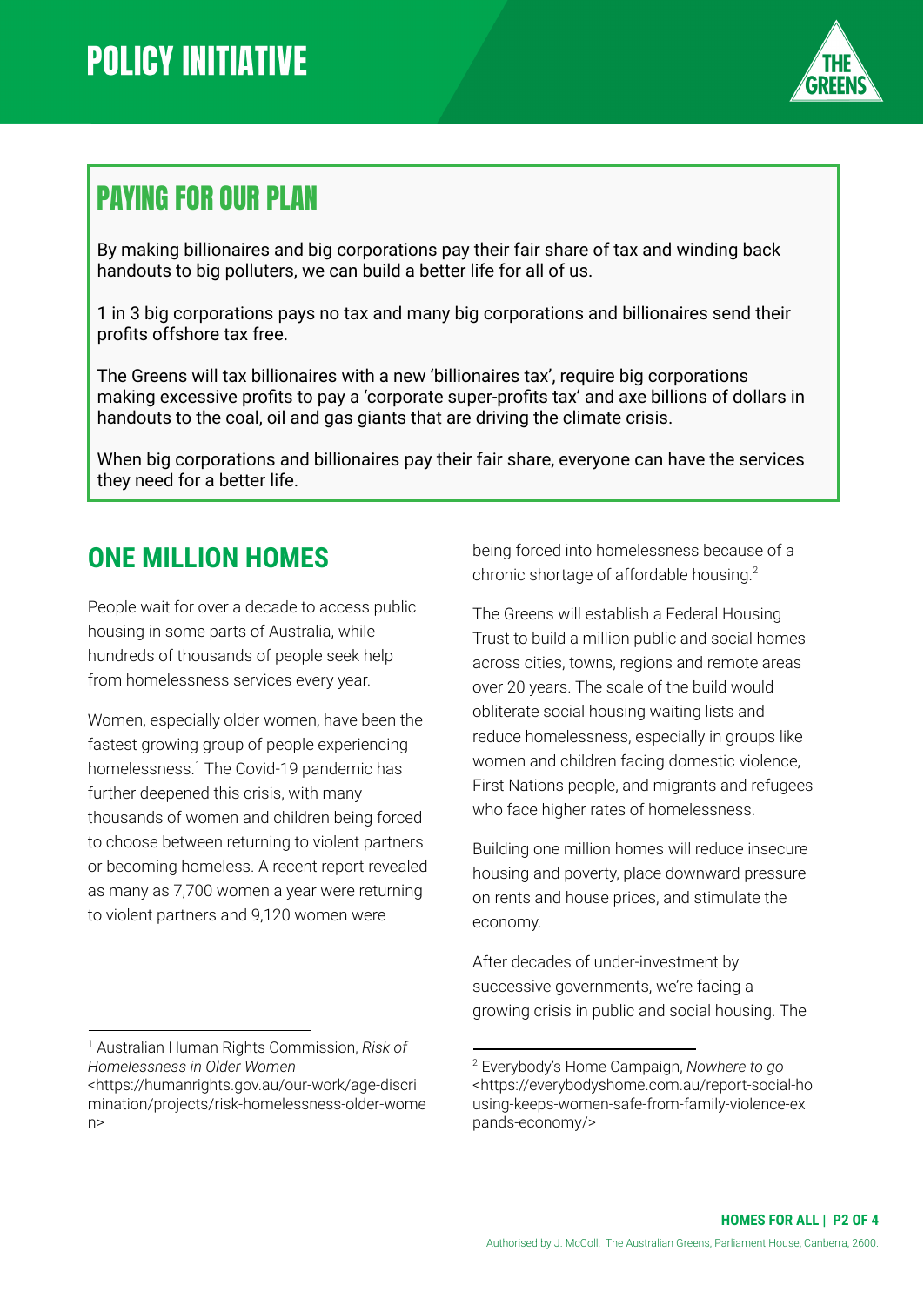# POLICY INITIATIVE

## PAYING FOR OUR PLAN

By making billionaires and big corporations pay their fair share of tax and winding back handouts to big polluters, we can build a better life for all of us.

1 in 3 big corporations pays no tax and many big corporations and billionaires send their profits offshore tax free.

The Greens will tax billionaires with a new 'billionaires tax', require big corporations making excessive profits to pay a 'corporate super-profits tax' and axe billions of dollars in handouts to the coal, oil and gas giants that are driving the climate crisis.

When big corporations and billionaires pay their fair share, everyone can have the services they need for a better life.

## ONE MILLION HOMES

People wait for over a decade to access public housing in some parts of Australia, while hundreds of thousands of people seek help from homelessness services every year.

Women, especially older women, have been the fastest growing group of people experiencing homelessness.[1] The Covid-19 pandemic has further deepened this crisis, with many thousands of women and children being forced to choose between returning to violent partners or becoming homeless. A recent report revealed as many as 7,700 women a year were returning to violent partners and 9,120 women were being forced into homelessness because of a chronic shortage of affordable housing.[2]

The Greens will establish a Federal Housing Trust to build a million public and social homes across cities, towns, regions and remote areas over 20 years. The scale of the build would obliterate social housing waiting lists and reduce homelessness, especially in groups like women and children facing domestic violence, First Nations people, and migrants and refugees who face higher rates of homelessness.

Building one million homes will reduce insecure housing and poverty, place downward pressure on rents and house prices, and stimulate the economy.

After decades of under-investment by successive governments, we're facing a growing crisis in public and social housing. The

---

[1] Australian Human Rights Commission, *Risk of Homelessness in Older Women* <https://humanrights.gov.au/our-work/age-discrimination/projects/risk-homelessness-older-women>

[2] Everybody's Home Campaign, *Nowhere to go* <https://everybodyshome.com.au/report-social-housing-keeps-women-safe-from-family-violence-expands-economy/>

Authorised by J. McColl, The Australian Greens, Parliament House, Canberra, 2600.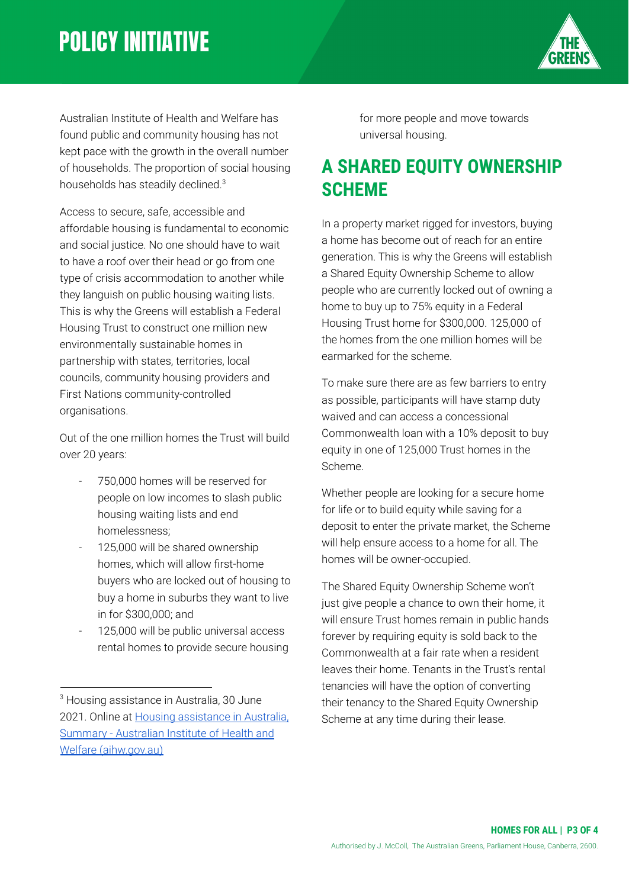Australian Institute of Health and Welfare has found public and community housing has not kept pace with the growth in the overall number of households. The proportion of social housing households has steadily declined.[3]

Access to secure, safe, accessible and affordable housing is fundamental to economic and social justice. No one should have to wait to have a roof over their head or go from one type of crisis accommodation to another while they languish on public housing waiting lists. This is why the Greens will establish a Federal Housing Trust to construct one million new environmentally sustainable homes in partnership with states, territories, local councils, community housing providers and First Nations community-controlled organisations.

Out of the one million homes the Trust will build over 20 years:

- 750,000 homes will be reserved for people on low incomes to slash public housing waiting lists and end homelessness;
- 125,000 will be shared ownership homes, which will allow first-home buyers who are locked out of housing to buy a home in suburbs they want to live in for $300,000; and
- 125,000 will be public universal access rental homes to provide secure housing for more people and move towards universal housing.

## A SHARED EQUITY OWNERSHIP SCHEME

In a property market rigged for investors, buying a home has become out of reach for an entire generation. This is why the Greens will establish a Shared Equity Ownership Scheme to allow people who are currently locked out of owning a home to buy up to 75% equity in a Federal Housing Trust home for $300,000. 125,000 of the homes from the one million homes will be earmarked for the scheme.

To make sure there are as few barriers to entry as possible, participants will have stamp duty waived and can access a concessional Commonwealth loan with a 10% deposit to buy equity in one of 125,000 Trust homes in the Scheme.

Whether people are looking for a secure home for life or to build equity while saving for a deposit to enter the private market, the Scheme will help ensure access to a home for all. The homes will be owner-occupied.

The Shared Equity Ownership Scheme won't just give people a chance to own their home, it will ensure Trust homes remain in public hands forever by requiring equity is sold back to the Commonwealth at a fair rate when a resident leaves their home. Tenants in the Trust's rental tenancies will have the option of converting their tenancy to the Shared Equity Ownership Scheme at any time during their lease.

---

[3] Housing assistance in Australia, 30 June 2021. Online at [Housing assistance in Australia, Summary - Australian Institute of Health and Welfare (aihw.gov.au)](https://www.aihw.gov.au)

Authorised by J. McColl, The Australian Greens, Parliament House, Canberra, 2600.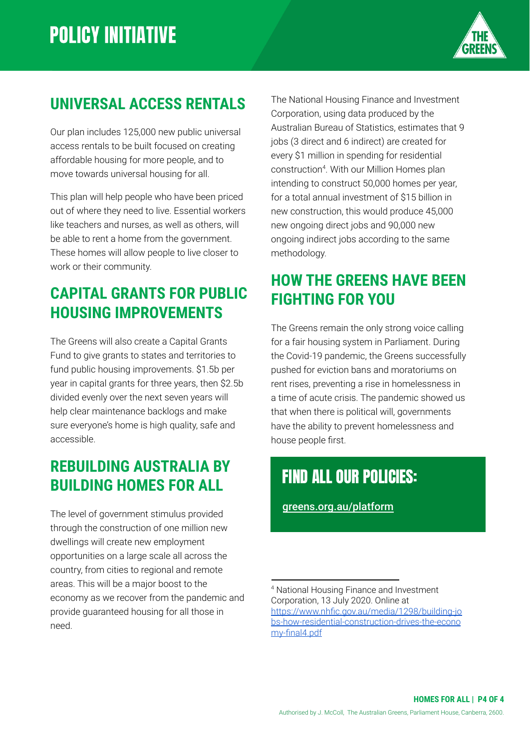# POLICY INITIATIVE

## UNIVERSAL ACCESS RENTALS

Our plan includes 125,000 new public universal access rentals to be built focused on creating affordable housing for more people, and to move towards universal housing for all.

This plan will help people who have been priced out of where they need to live. Essential workers like teachers and nurses, as well as others, will be able to rent a home from the government. These homes will allow people to live closer to work or their community.

## CAPITAL GRANTS FOR PUBLIC HOUSING IMPROVEMENTS

The Greens will also create a Capital Grants Fund to give grants to states and territories to fund public housing improvements. $1.5b per year in capital grants for three years, then $2.5b divided evenly over the next seven years will help clear maintenance backlogs and make sure everyone's home is high quality, safe and accessible.

## REBUILDING AUSTRALIA BY BUILDING HOMES FOR ALL

The level of government stimulus provided through the construction of one million new dwellings will create new employment opportunities on a large scale all across the country, from cities to regional and remote areas. This will be a major boost to the economy as we recover from the pandemic and provide guaranteed housing for all those in need.

The National Housing Finance and Investment Corporation, using data produced by the Australian Bureau of Statistics, estimates that 9 jobs (3 direct and 6 indirect) are created for every $1 million in spending for residential construction[4]. With our Million Homes plan intending to construct 50,000 homes per year, for a total annual investment of $15 billion in new construction, this would produce 45,000 new ongoing direct jobs and 90,000 new ongoing indirect jobs according to the same methodology.

## HOW THE GREENS HAVE BEEN FIGHTING FOR YOU

The Greens remain the only strong voice calling for a fair housing system in Parliament. During the Covid-19 pandemic, the Greens successfully pushed for eviction bans and moratoriums on rent rises, preventing a rise in homelessness in a time of acute crisis. The pandemic showed us that when there is political will, governments have the ability to prevent homelessness and house people first.

## FIND ALL OUR POLICIES:

greens.org.au/platform

[4] National Housing Finance and Investment Corporation, 13 July 2020. Online at https://www.nhfic.gov.au/media/1298/building-jobs-how-residential-construction-drives-the-economy-final4.pdf

Authorised by J. McColl, The Australian Greens, Parliament House, Canberra, 2600.